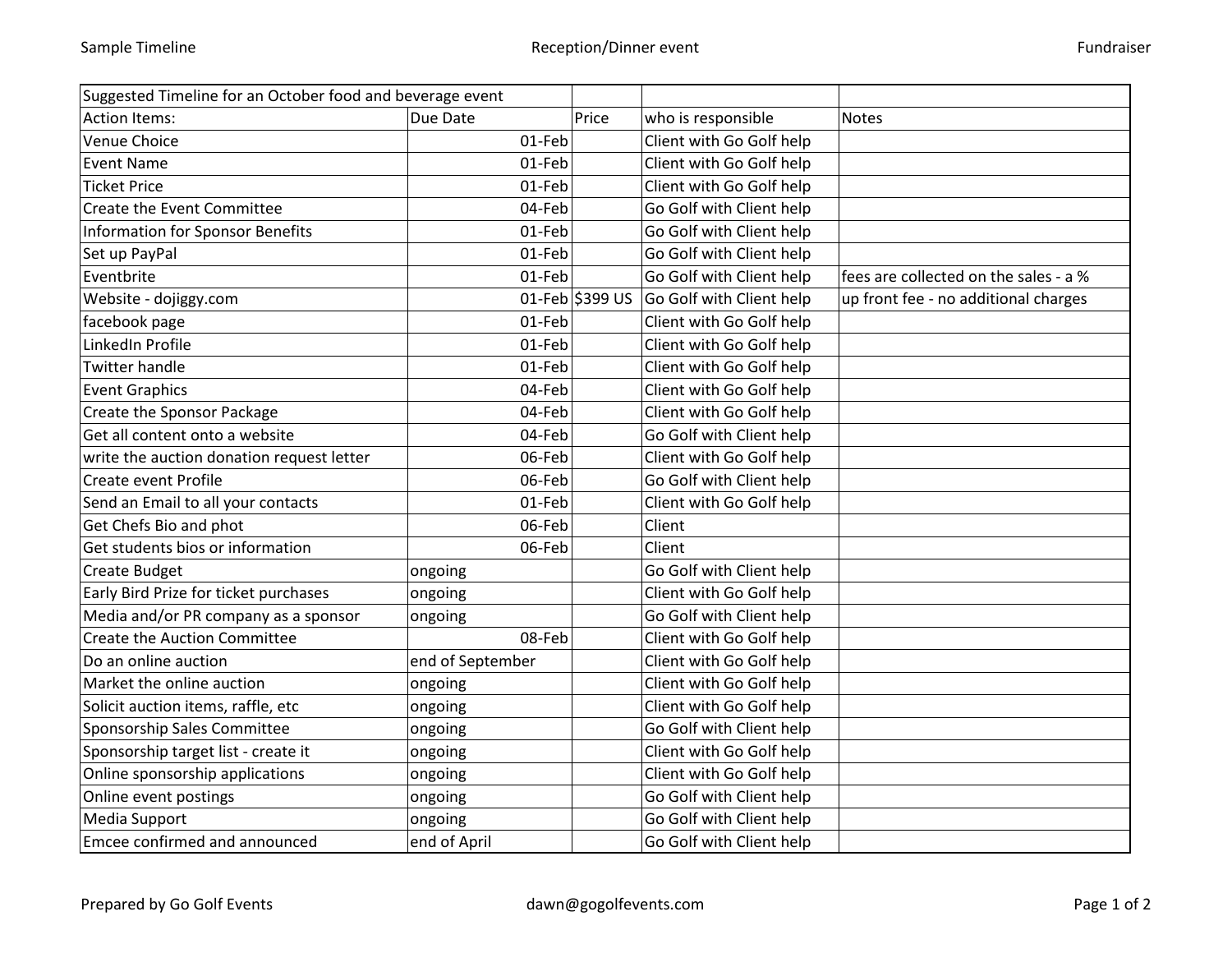| Suggested Timeline for an October food and beverage event | | | | |
|---|---|---|---|---|
| Action Items: | Due Date | Price | who is responsible | Notes |
| Venue Choice | 01-Feb | | Client with Go Golf help | |
| Event Name | 01-Feb | | Client with Go Golf help | |
| Ticket Price | 01-Feb | | Client with Go Golf help | |
| Create the Event Committee | 04-Feb | | Go Golf with Client help | |
| Information for Sponsor Benefits | 01-Feb | | Go Golf with Client help | |
| Set up PayPal | 01-Feb | | Go Golf with Client help | |
| Eventbrite | 01-Feb | | Go Golf with Client help | fees are collected on the sales - a % |
| Website - dojiggy.com | 01-Feb | $399 US | Go Golf with Client help | up front fee - no additional charges |
| facebook page | 01-Feb | | Client with Go Golf help | |
| LinkedIn Profile | 01-Feb | | Client with Go Golf help | |
| Twitter handle | 01-Feb | | Client with Go Golf help | |
| Event Graphics | 04-Feb | | Client with Go Golf help | |
| Create the Sponsor Package | 04-Feb | | Client with Go Golf help | |
| Get all content onto a website | 04-Feb | | Go Golf with Client help | |
| write the auction donation request letter | 06-Feb | | Client with Go Golf help | |
| Create event Profile | 06-Feb | | Go Golf with Client help | |
| Send an Email to all your contacts | 01-Feb | | Client with Go Golf help | |
| Get Chefs Bio and phot | 06-Feb | | Client | |
| Get students bios or information | 06-Feb | | Client | |
| Create Budget | ongoing | | Go Golf with Client help | |
| Early Bird Prize for ticket purchases | ongoing | | Client with Go Golf help | |
| Media and/or PR company as a sponsor | ongoing | | Go Golf with Client help | |
| Create the Auction Committee | 08-Feb | | Client with Go Golf help | |
| Do an online auction | end of September | | Client with Go Golf help | |
| Market the online auction | ongoing | | Client with Go Golf help | |
| Solicit auction items, raffle, etc | ongoing | | Client with Go Golf help | |
| Sponsorship Sales Committee | ongoing | | Go Golf with Client help | |
| Sponsorship target list - create it | ongoing | | Client with Go Golf help | |
| Online sponsorship applications | ongoing | | Client with Go Golf help | |
| Online event postings | ongoing | | Go Golf with Client help | |
| Media Support | ongoing | | Go Golf with Client help | |
| Emcee confirmed and announced | end of April | | Go Golf with Client help | |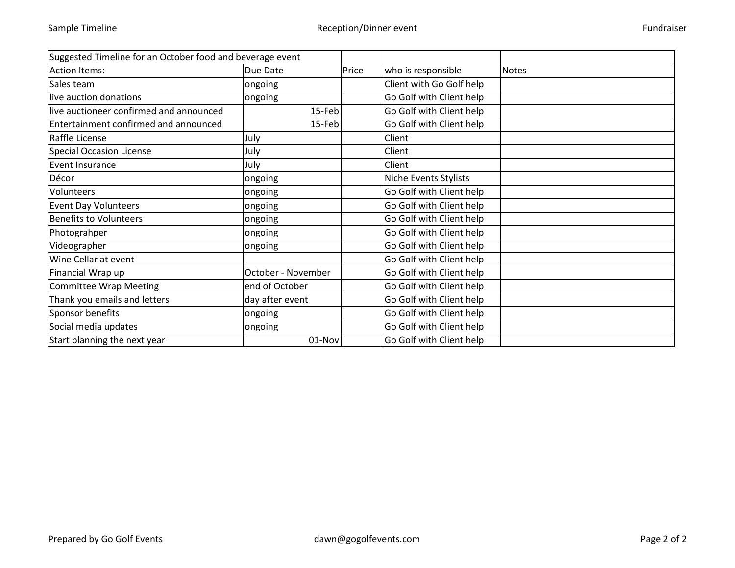| Suggested Timeline for an October food and beverage event | | | | |
|---|---|---|---|---|
| Action Items: | Due Date | Price | who is responsible | Notes |
| Sales team | ongoing | | Client with Go Golf help | |
| live auction donations | ongoing | | Go Golf with Client help | |
| live auctioneer confirmed and announced | 15-Feb | | Go Golf with Client help | |
| Entertainment confirmed and announced | 15-Feb | | Go Golf with Client help | |
| Raffle License | July | | Client | |
| Special Occasion License | July | | Client | |
| Event Insurance | July | | Client | |
| Décor | ongoing | | Niche Events Stylists | |
| Volunteers | ongoing | | Go Golf with Client help | |
| Event Day Volunteers | ongoing | | Go Golf with Client help | |
| Benefits to Volunteers | ongoing | | Go Golf with Client help | |
| Photograhper | ongoing | | Go Golf with Client help | |
| Videographer | ongoing | | Go Golf with Client help | |
| Wine Cellar at event | | | Go Golf with Client help | |
| Financial Wrap up | October - November | | Go Golf with Client help | |
| Committee Wrap Meeting | end of October | | Go Golf with Client help | |
| Thank you emails and letters | day after event | | Go Golf with Client help | |
| Sponsor benefits | ongoing | | Go Golf with Client help | |
| Social media updates | ongoing | | Go Golf with Client help | |
| Start planning the next year | 01-Nov | | Go Golf with Client help | |